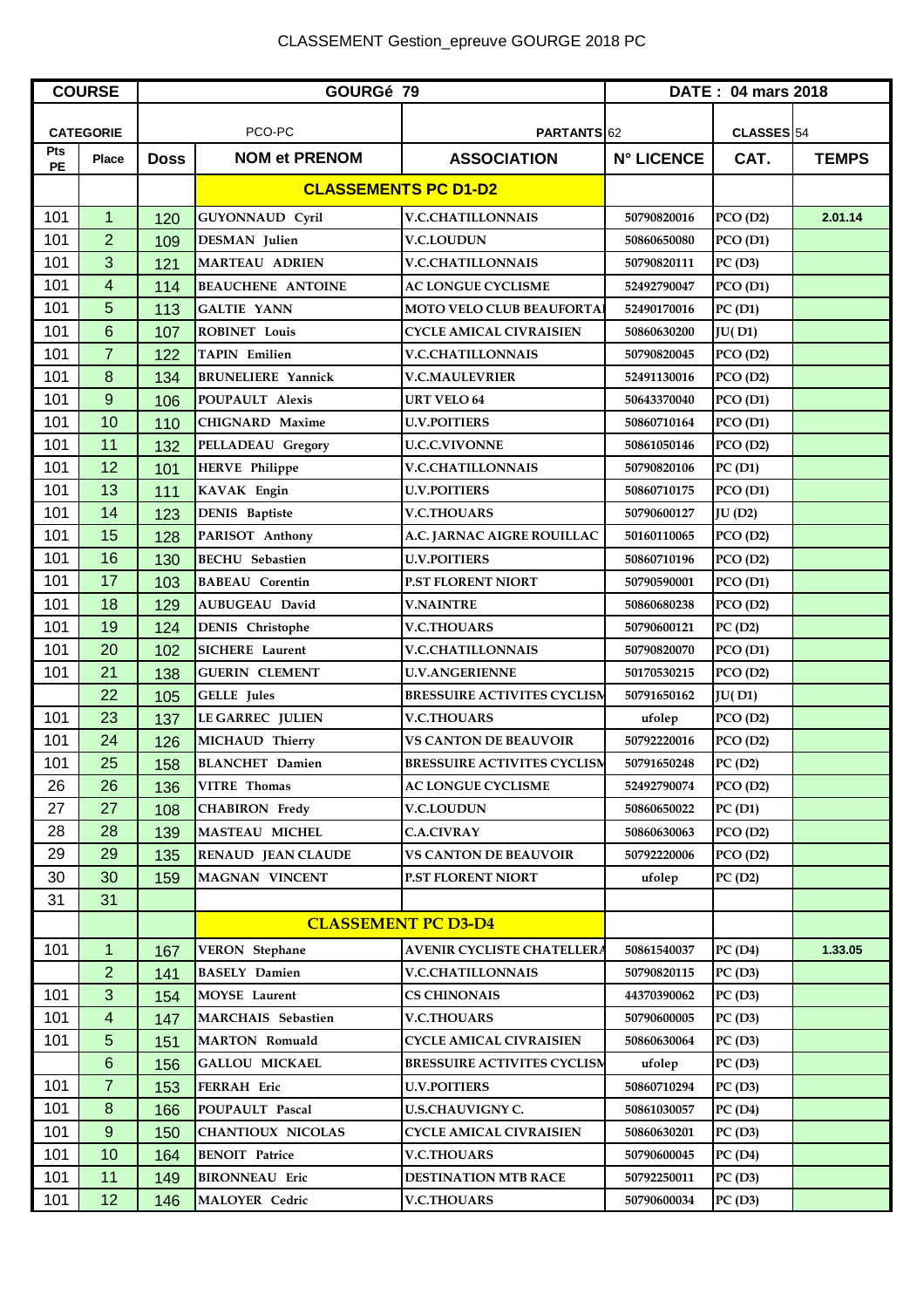CLASSEMENT Gestion_epreuve GOURGE 2018 PC

| COURSE | | GOURGé 79 | | | DATE : 04 mars 2018 | | |
|---|---|---|---|---|---|---|---|
| CATEGORIE | | PCO-PC | | PARTANTS 62 | | CLASSES 54 | |
| Pts PE | Place | Doss | NOM et PRENOM | ASSOCIATION | N° LICENCE | CAT. | TEMPS |
| | | | **CLASSEMENTS PC D1-D2** | | | | |
| 101 | 1 | 120 | GUYONNAUD Cyril | V.C.CHATILLONNAIS | 50790820016 | PCO (D2) | 2.01.14 |
| 101 | 2 | 109 | DESMAN Julien | V.C.LOUDUN | 50860650080 | PCO (D1) | |
| 101 | 3 | 121 | MARTEAU ADRIEN | V.C.CHATILLONNAIS | 50790820111 | PC (D3) | |
| 101 | 4 | 114 | BEAUCHENE ANTOINE | AC LONGUE CYCLISME | 52492790047 | PCO (D1) | |
| 101 | 5 | 113 | GALTIE YANN | MOTO VELO CLUB BEAUFORTAI | 52490170016 | PC (D1) | |
| 101 | 6 | 107 | ROBINET Louis | CYCLE AMICAL CIVRAISIEN | 50860630200 | JU( D1) | |
| 101 | 7 | 122 | TAPIN Emilien | V.C.CHATILLONNAIS | 50790820045 | PCO (D2) | |
| 101 | 8 | 134 | BRUNELIERE Yannick | V.C.MAULEVRIER | 52491130016 | PCO (D2) | |
| 101 | 9 | 106 | POUPAULT Alexis | URT VELO 64 | 50643370040 | PCO (D1) | |
| 101 | 10 | 110 | CHIGNARD Maxime | U.V.POITIERS | 50860710164 | PCO (D1) | |
| 101 | 11 | 132 | PELLADEAU Gregory | U.C.C.VIVONNE | 50861050146 | PCO (D2) | |
| 101 | 12 | 101 | HERVE Philippe | V.C.CHATILLONNAIS | 50790820106 | PC (D1) | |
| 101 | 13 | 111 | KAVAK Engin | U.V.POITIERS | 50860710175 | PCO (D1) | |
| 101 | 14 | 123 | DENIS Baptiste | V.C.THOUARS | 50790600127 | JU (D2) | |
| 101 | 15 | 128 | PARISOT Anthony | A.C. JARNAC AIGRE ROUILLAC | 50160110065 | PCO (D2) | |
| 101 | 16 | 130 | BECHU Sebastien | U.V.POITIERS | 50860710196 | PCO (D2) | |
| 101 | 17 | 103 | BABEAU Corentin | P.ST FLORENT NIORT | 50790590001 | PCO (D1) | |
| 101 | 18 | 129 | AUBUGEAU David | V.NAINTRE | 50860680238 | PCO (D2) | |
| 101 | 19 | 124 | DENIS Christophe | V.C.THOUARS | 50790600121 | PC (D2) | |
| 101 | 20 | 102 | SICHERE Laurent | V.C.CHATILLONNAIS | 50790820070 | PCO (D1) | |
| 101 | 21 | 138 | GUERIN CLEMENT | U.V.ANGERIENNE | 50170530215 | PCO (D2) | |
| | 22 | 105 | GELLE Jules | BRESSUIRE ACTIVITES CYCLISM | 50791650162 | JU( D1) | |
| 101 | 23 | 137 | LE GARREC JULIEN | V.C.THOUARS | ufolep | PCO (D2) | |
| 101 | 24 | 126 | MICHAUD Thierry | VS CANTON DE BEAUVOIR | 50792220016 | PCO (D2) | |
| 101 | 25 | 158 | BLANCHET Damien | BRESSUIRE ACTIVITES CYCLISM | 50791650248 | PC (D2) | |
| 26 | 26 | 136 | VITRE Thomas | AC LONGUE CYCLISME | 52492790074 | PCO (D2) | |
| 27 | 27 | 108 | CHABIRON Fredy | V.C.LOUDUN | 50860650022 | PC (D1) | |
| 28 | 28 | 139 | MASTEAU MICHEL | C.A.CIVRAY | 50860630063 | PCO (D2) | |
| 29 | 29 | 135 | RENAUD JEAN CLAUDE | VS CANTON DE BEAUVOIR | 50792220006 | PCO (D2) | |
| 30 | 30 | 159 | MAGNAN VINCENT | P.ST FLORENT NIORT | ufolep | PC (D2) | |
| 31 | 31 | | | | | | |
| | | | **CLASSEMENT PC D3-D4** | | | | |
| 101 | 1 | 167 | VERON Stephane | AVENIR CYCLISTE CHATELLERA | 50861540037 | PC (D4) | 1.33.05 |
| | 2 | 141 | BASELY Damien | V.C.CHATILLONNAIS | 50790820115 | PC (D3) | |
| 101 | 3 | 154 | MOYSE Laurent | CS CHINONAIS | 44370390062 | PC (D3) | |
| 101 | 4 | 147 | MARCHAIS Sebastien | V.C.THOUARS | 50790600005 | PC (D3) | |
| 101 | 5 | 151 | MARTON Romuald | CYCLE AMICAL CIVRAISIEN | 50860630064 | PC (D3) | |
| | 6 | 156 | GALLOU MICKAEL | BRESSUIRE ACTIVITES CYCLISM | ufolep | PC (D3) | |
| 101 | 7 | 153 | FERRAH Eric | U.V.POITIERS | 50860710294 | PC (D3) | |
| 101 | 8 | 166 | POUPAULT Pascal | U.S.CHAUVIGNY C. | 50861030057 | PC (D4) | |
| 101 | 9 | 150 | CHANTIOUX NICOLAS | CYCLE AMICAL CIVRAISIEN | 50860630201 | PC (D3) | |
| 101 | 10 | 164 | BENOIT Patrice | V.C.THOUARS | 50790600045 | PC (D4) | |
| 101 | 11 | 149 | BIRONNEAU Eric | DESTINATION MTB RACE | 50792250011 | PC (D3) | |
| 101 | 12 | 146 | MALOYER Cedric | V.C.THOUARS | 50790600034 | PC (D3) | |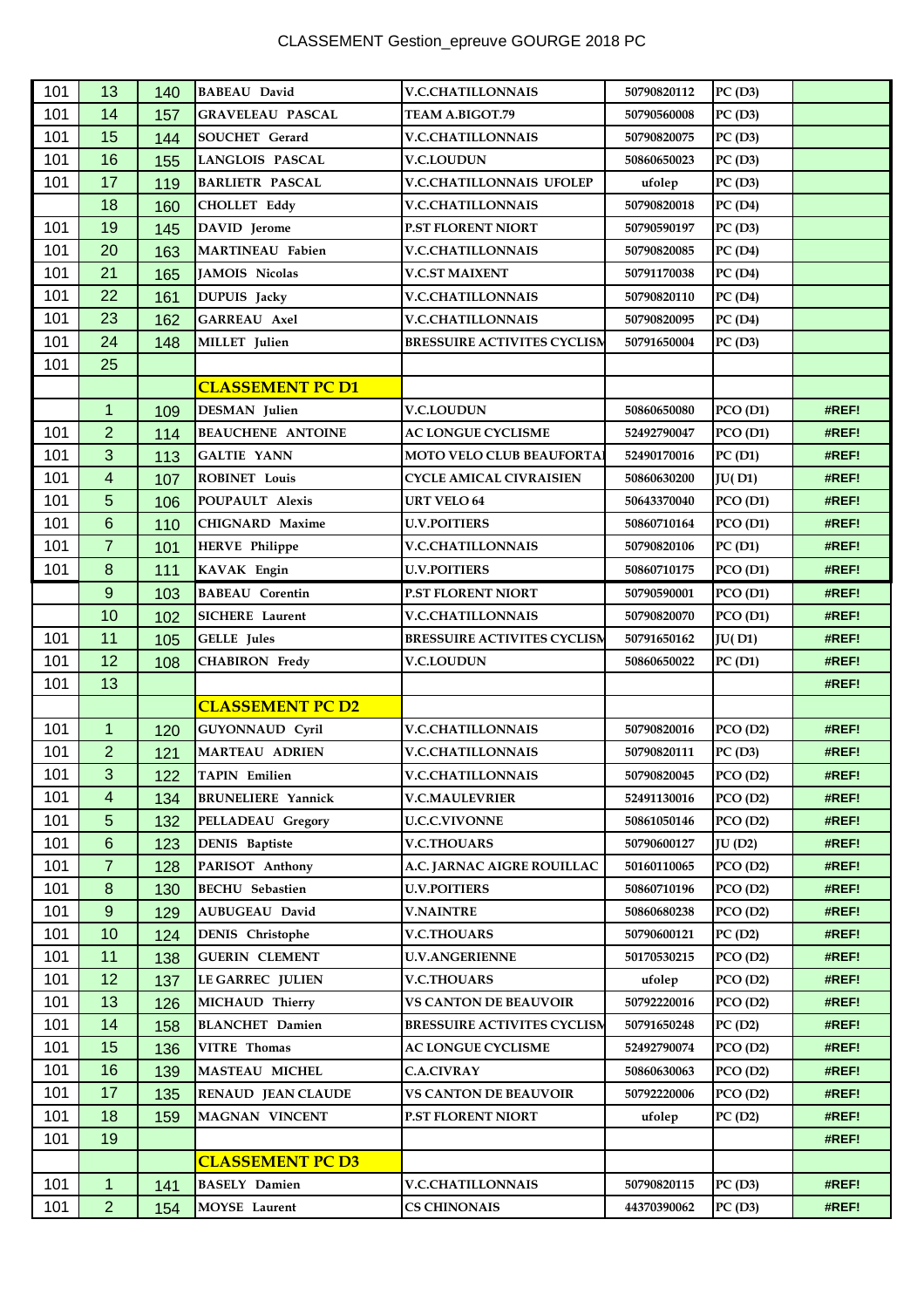CLASSEMENT Gestion_epreuve GOURGE 2018 PC

| | | | | | | | |
|---|---|---|---|---|---|---|---|
| 101 | 13 | 140 | BABEAU David | V.C.CHATILLONNAIS | 50790820112 | PC (D3) | |
| 101 | 14 | 157 | GRAVELEAU PASCAL | TEAM A.BIGOT.79 | 50790560008 | PC (D3) | |
| 101 | 15 | 144 | SOUCHET Gerard | V.C.CHATILLONNAIS | 50790820075 | PC (D3) | |
| 101 | 16 | 155 | LANGLOIS PASCAL | V.C.LOUDUN | 50860650023 | PC (D3) | |
| 101 | 17 | 119 | BARLIETR PASCAL | V.C.CHATILLONNAIS UFOLEP | ufolep | PC (D3) | |
| | 18 | 160 | CHOLLET Eddy | V.C.CHATILLONNAIS | 50790820018 | PC (D4) | |
| 101 | 19 | 145 | DAVID Jerome | P.ST FLORENT NIORT | 50790590197 | PC (D3) | |
| 101 | 20 | 163 | MARTINEAU Fabien | V.C.CHATILLONNAIS | 50790820085 | PC (D4) | |
| 101 | 21 | 165 | JAMOIS Nicolas | V.C.ST MAIXENT | 50791170038 | PC (D4) | |
| 101 | 22 | 161 | DUPUIS Jacky | V.C.CHATILLONNAIS | 50790820110 | PC (D4) | |
| 101 | 23 | 162 | GARREAU Axel | V.C.CHATILLONNAIS | 50790820095 | PC (D4) | |
| 101 | 24 | 148 | MILLET Julien | BRESSUIRE ACTIVITES CYCLISM | 50791650004 | PC (D3) | |
| 101 | 25 | | | | | | |
| | | | **CLASSEMENT PC D1** | | | | |
| | 1 | 109 | DESMAN Julien | V.C.LOUDUN | 50860650080 | PCO (D1) | #REF! |
| 101 | 2 | 114 | BEAUCHENE ANTOINE | AC LONGUE CYCLISME | 52492790047 | PCO (D1) | #REF! |
| 101 | 3 | 113 | GALTIE YANN | MOTO VELO CLUB BEAUFORTAI | 52490170016 | PC (D1) | #REF! |
| 101 | 4 | 107 | ROBINET Louis | CYCLE AMICAL CIVRAISIEN | 50860630200 | JU( D1) | #REF! |
| 101 | 5 | 106 | POUPAULT Alexis | URT VELO 64 | 50643370040 | PCO (D1) | #REF! |
| 101 | 6 | 110 | CHIGNARD Maxime | U.V.POITIERS | 50860710164 | PCO (D1) | #REF! |
| 101 | 7 | 101 | HERVE Philippe | V.C.CHATILLONNAIS | 50790820106 | PC (D1) | #REF! |
| 101 | 8 | 111 | KAVAK Engin | U.V.POITIERS | 50860710175 | PCO (D1) | #REF! |
| | 9 | 103 | BABEAU Corentin | P.ST FLORENT NIORT | 50790590001 | PCO (D1) | #REF! |
| | 10 | 102 | SICHERE Laurent | V.C.CHATILLONNAIS | 50790820070 | PCO (D1) | #REF! |
| 101 | 11 | 105 | GELLE Jules | BRESSUIRE ACTIVITES CYCLISM | 50791650162 | JU( D1) | #REF! |
| 101 | 12 | 108 | CHABIRON Fredy | V.C.LOUDUN | 50860650022 | PC (D1) | #REF! |
| 101 | 13 | | | | | | #REF! |
| | | | **CLASSEMENT PC D2** | | | | |
| 101 | 1 | 120 | GUYONNAUD Cyril | V.C.CHATILLONNAIS | 50790820016 | PCO (D2) | #REF! |
| 101 | 2 | 121 | MARTEAU ADRIEN | V.C.CHATILLONNAIS | 50790820111 | PC (D3) | #REF! |
| 101 | 3 | 122 | TAPIN Emilien | V.C.CHATILLONNAIS | 50790820045 | PCO (D2) | #REF! |
| 101 | 4 | 134 | BRUNELIERE Yannick | V.C.MAULEVRIER | 52491130016 | PCO (D2) | #REF! |
| 101 | 5 | 132 | PELLADEAU Gregory | U.C.C.VIVONNE | 50861050146 | PCO (D2) | #REF! |
| 101 | 6 | 123 | DENIS Baptiste | V.C.THOUARS | 50790600127 | JU (D2) | #REF! |
| 101 | 7 | 128 | PARISOT Anthony | A.C. JARNAC AIGRE ROUILLAC | 50160110065 | PCO (D2) | #REF! |
| 101 | 8 | 130 | BECHU Sebastien | U.V.POITIERS | 50860710196 | PCO (D2) | #REF! |
| 101 | 9 | 129 | AUBUGEAU David | V.NAINTRE | 50860680238 | PCO (D2) | #REF! |
| 101 | 10 | 124 | DENIS Christophe | V.C.THOUARS | 50790600121 | PC (D2) | #REF! |
| 101 | 11 | 138 | GUERIN CLEMENT | U.V.ANGERIENNE | 50170530215 | PCO (D2) | #REF! |
| 101 | 12 | 137 | LE GARREC JULIEN | V.C.THOUARS | ufolep | PCO (D2) | #REF! |
| 101 | 13 | 126 | MICHAUD Thierry | VS CANTON DE BEAUVOIR | 50792220016 | PCO (D2) | #REF! |
| 101 | 14 | 158 | BLANCHET Damien | BRESSUIRE ACTIVITES CYCLISM | 50791650248 | PC (D2) | #REF! |
| 101 | 15 | 136 | VITRE Thomas | AC LONGUE CYCLISME | 52492790074 | PCO (D2) | #REF! |
| 101 | 16 | 139 | MASTEAU MICHEL | C.A.CIVRAY | 50860630063 | PCO (D2) | #REF! |
| 101 | 17 | 135 | RENAUD JEAN CLAUDE | VS CANTON DE BEAUVOIR | 50792220006 | PCO (D2) | #REF! |
| 101 | 18 | 159 | MAGNAN VINCENT | P.ST FLORENT NIORT | ufolep | PC (D2) | #REF! |
| 101 | 19 | | | | | | #REF! |
| | | | **CLASSEMENT PC D3** | | | | |
| 101 | 1 | 141 | BASELY Damien | V.C.CHATILLONNAIS | 50790820115 | PC (D3) | #REF! |
| 101 | 2 | 154 | MOYSE Laurent | CS CHINONAIS | 44370390062 | PC (D3) | #REF! |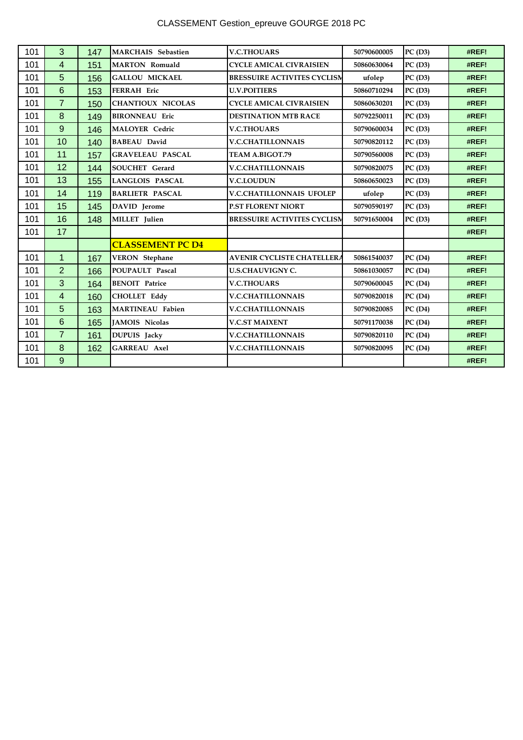CLASSEMENT Gestion_epreuve GOURGE 2018 PC

| | | | | | | | |
|---|---|---|---|---|---|---|---|
| 101 | 3 | 147 | MARCHAIS Sebastien | V.C.THOUARS | 50790600005 | PC (D3) | #REF! |
| 101 | 4 | 151 | MARTON Romuald | CYCLE AMICAL CIVRAISIEN | 50860630064 | PC (D3) | #REF! |
| 101 | 5 | 156 | GALLOU MICKAEL | BRESSUIRE ACTIVITES CYCLISM | ufolep | PC (D3) | #REF! |
| 101 | 6 | 153 | FERRAH Eric | U.V.POITIERS | 50860710294 | PC (D3) | #REF! |
| 101 | 7 | 150 | CHANTIOUX NICOLAS | CYCLE AMICAL CIVRAISIEN | 50860630201 | PC (D3) | #REF! |
| 101 | 8 | 149 | BIRONNEAU Eric | DESTINATION MTB RACE | 50792250011 | PC (D3) | #REF! |
| 101 | 9 | 146 | MALOYER Cedric | V.C.THOUARS | 50790600034 | PC (D3) | #REF! |
| 101 | 10 | 140 | BABEAU David | V.C.CHATILLONNAIS | 50790820112 | PC (D3) | #REF! |
| 101 | 11 | 157 | GRAVELEAU PASCAL | TEAM A.BIGOT.79 | 50790560008 | PC (D3) | #REF! |
| 101 | 12 | 144 | SOUCHET Gerard | V.C.CHATILLONNAIS | 50790820075 | PC (D3) | #REF! |
| 101 | 13 | 155 | LANGLOIS PASCAL | V.C.LOUDUN | 50860650023 | PC (D3) | #REF! |
| 101 | 14 | 119 | BARLIETR PASCAL | V.C.CHATILLONNAIS UFOLEP | ufolep | PC (D3) | #REF! |
| 101 | 15 | 145 | DAVID Jerome | P.ST FLORENT NIORT | 50790590197 | PC (D3) | #REF! |
| 101 | 16 | 148 | MILLET Julien | BRESSUIRE ACTIVITES CYCLISM | 50791650004 | PC (D3) | #REF! |
| 101 | 17 | | | | | | #REF! |
| | | | **CLASSEMENT PC D4** | | | | |
| 101 | 1 | 167 | VERON Stephane | AVENIR CYCLISTE CHATELLERA | 50861540037 | PC (D4) | #REF! |
| 101 | 2 | 166 | POUPAULT Pascal | U.S.CHAUVIGNY C. | 50861030057 | PC (D4) | #REF! |
| 101 | 3 | 164 | BENOIT Patrice | V.C.THOUARS | 50790600045 | PC (D4) | #REF! |
| 101 | 4 | 160 | CHOLLET Eddy | V.C.CHATILLONNAIS | 50790820018 | PC (D4) | #REF! |
| 101 | 5 | 163 | MARTINEAU Fabien | V.C.CHATILLONNAIS | 50790820085 | PC (D4) | #REF! |
| 101 | 6 | 165 | JAMOIS Nicolas | V.C.ST MAIXENT | 50791170038 | PC (D4) | #REF! |
| 101 | 7 | 161 | DUPUIS Jacky | V.C.CHATILLONNAIS | 50790820110 | PC (D4) | #REF! |
| 101 | 8 | 162 | GARREAU Axel | V.C.CHATILLONNAIS | 50790820095 | PC (D4) | #REF! |
| 101 | 9 | | | | | | #REF! |